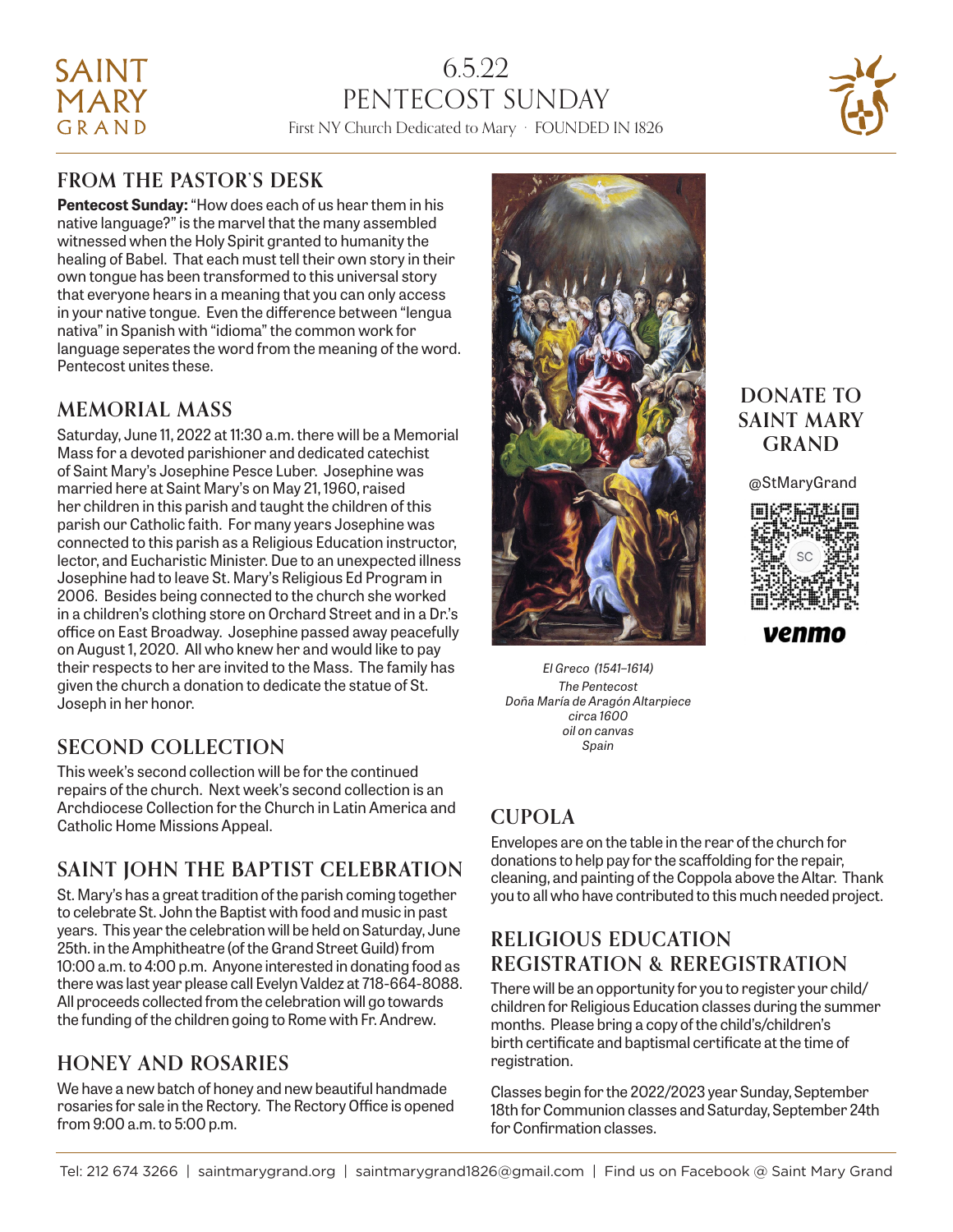# SAINT MARY GRAND

## 6.5.22
## PENTECOST SUNDAY

First NY Church Dedicated to Mary · FOUNDED IN 1826

## FROM THE PASTOR'S DESK

**Pentecost Sunday:** "How does each of us hear them in his native language?" is the marvel that the many assembled witnessed when the Holy Spirit granted to humanity the healing of Babel. That each must tell their own story in their own tongue has been transformed to this universal story that everyone hears in a meaning that you can only access in your native tongue. Even the difference between "lengua nativa" in Spanish with "idioma" the common work for language seperates the word from the meaning of the word. Pentecost unites these.

## MEMORIAL MASS

Saturday, June 11, 2022 at 11:30 a.m. there will be a Memorial Mass for a devoted parishioner and dedicated catechist of Saint Mary's Josephine Pesce Luber. Josephine was married here at Saint Mary's on May 21, 1960, raised her children in this parish and taught the children of this parish our Catholic faith. For many years Josephine was connected to this parish as a Religious Education instructor, lector, and Eucharistic Minister. Due to an unexpected illness Josephine had to leave St. Mary's Religious Ed Program in 2006. Besides being connected to the church she worked in a children's clothing store on Orchard Street and in a Dr.'s office on East Broadway. Josephine passed away peacefully on August 1, 2020. All who knew her and would like to pay their respects to her are invited to the Mass. The family has given the church a donation to dedicate the statue of St. Joseph in her honor.

## SECOND COLLECTION

This week's second collection will be for the continued repairs of the church. Next week's second collection is an Archdiocese Collection for the Church in Latin America and Catholic Home Missions Appeal.

## SAINT JOHN THE BAPTIST CELEBRATION

St. Mary's has a great tradition of the parish coming together to celebrate St. John the Baptist with food and music in past years. This year the celebration will be held on Saturday, June 25th. in the Amphitheatre (of the Grand Street Guild) from 10:00 a.m. to 4:00 p.m. Anyone interested in donating food as there was last year please call Evelyn Valdez at 718-664-8088. All proceeds collected from the celebration will go towards the funding of the children going to Rome with Fr. Andrew.

## HONEY AND ROSARIES

We have a new batch of honey and new beautiful handmade rosaries for sale in the Rectory. The Rectory Office is opened from 9:00 a.m. to 5:00 p.m.

*El Greco (1541–1614)*
*The Pentecost*
*Doña María de Aragón Altarpiece*
*circa 1600*
*oil on canvas*
*Spain*

## DONATE TO SAINT MARY GRAND

@StMaryGrand

venmo

## CUPOLA

Envelopes are on the table in the rear of the church for donations to help pay for the scaffolding for the repair, cleaning, and painting of the Coppola above the Altar. Thank you to all who have contributed to this much needed project.

## RELIGIOUS EDUCATION REGISTRATION & REREGISTRATION

There will be an opportunity for you to register your child/children for Religious Education classes during the summer months. Please bring a copy of the child's/children's birth certificate and baptismal certificate at the time of registration.

Classes begin for the 2022/2023 year Sunday, September 18th for Communion classes and Saturday, September 24th for Confirmation classes.

Tel: 212 674 3266 | saintmarygrand.org | saintmarygrand1826@gmail.com | Find us on Facebook @ Saint Mary Grand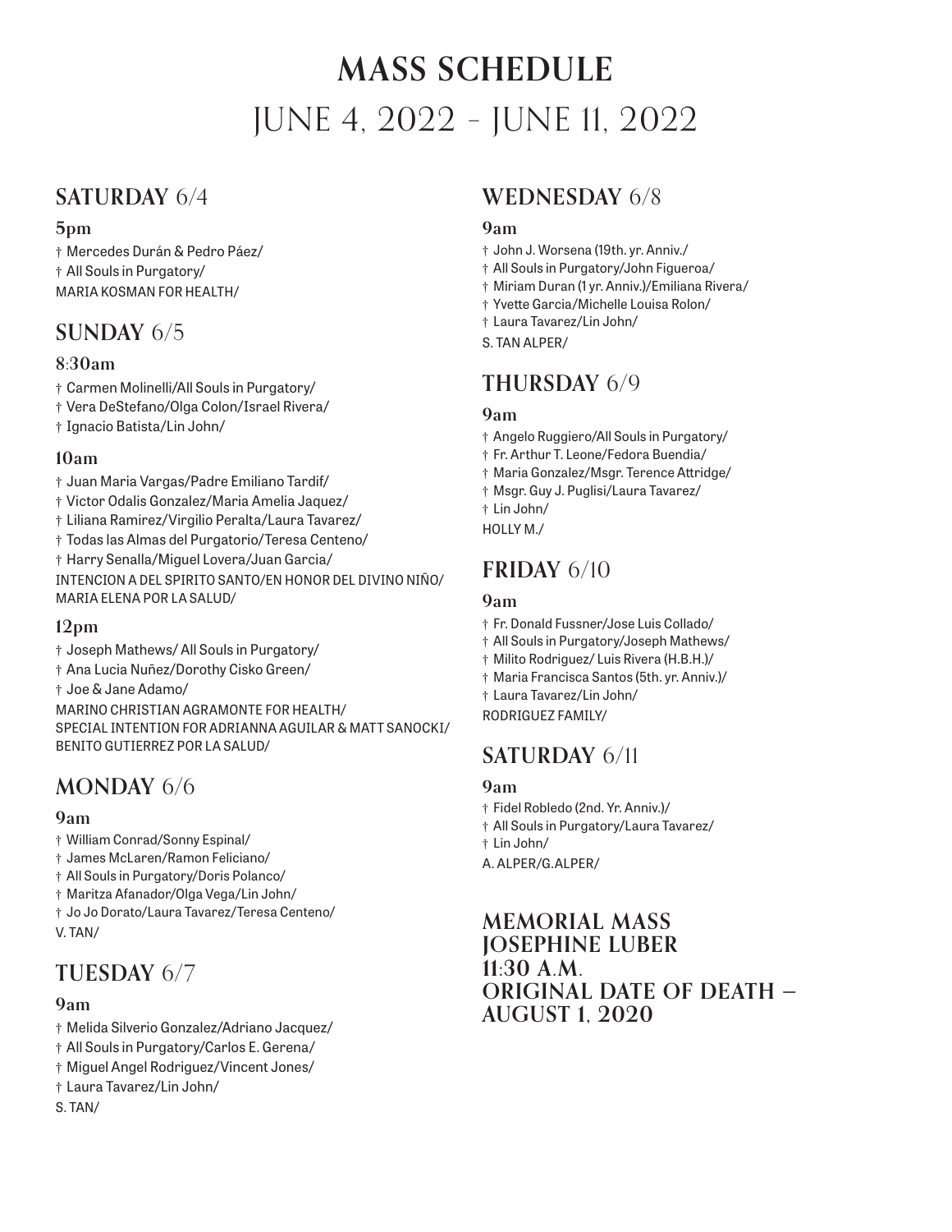# MASS SCHEDULE

## JUNE 4, 2022 - JUNE 11, 2022

## SATURDAY 6/4

### 5pm

† Mercedes Durán & Pedro Páez/
† All Souls in Purgatory/
MARIA KOSMAN FOR HEALTH/

## SUNDAY 6/5

### 8:30am

† Carmen Molinelli/All Souls in Purgatory/
† Vera DeStefano/Olga Colon/Israel Rivera/
† Ignacio Batista/Lin John/

### 10am

† Juan Maria Vargas/Padre Emiliano Tardif/
† Victor Odalis Gonzalez/Maria Amelia Jaquez/
† Liliana Ramirez/Virgilio Peralta/Laura Tavarez/
† Todas las Almas del Purgatorio/Teresa Centeno/
† Harry Senalla/Miguel Lovera/Juan Garcia/
INTENCION A DEL SPIRITO SANTO/EN HONOR DEL DIVINO NIÑO/
MARIA ELENA POR LA SALUD/

### 12pm

† Joseph Mathews/ All Souls in Purgatory/
† Ana Lucia Nuñez/Dorothy Cisko Green/
† Joe & Jane Adamo/
MARINO CHRISTIAN AGRAMONTE FOR HEALTH/
SPECIAL INTENTION FOR ADRIANNA AGUILAR & MATT SANOCKI/
BENITO GUTIERREZ POR LA SALUD/

## MONDAY 6/6

### 9am

† William Conrad/Sonny Espinal/
† James McLaren/Ramon Feliciano/
† All Souls in Purgatory/Doris Polanco/
† Maritza Afanador/Olga Vega/Lin John/
† Jo Jo Dorato/Laura Tavarez/Teresa Centeno/
V. TAN/

## TUESDAY 6/7

### 9am

† Melida Silverio Gonzalez/Adriano Jacquez/
† All Souls in Purgatory/Carlos E. Gerena/
† Miguel Angel Rodriguez/Vincent Jones/
† Laura Tavarez/Lin John/
S. TAN/

## WEDNESDAY 6/8

### 9am

† John J. Worsena (19th. yr. Anniv./
† All Souls in Purgatory/John Figueroa/
† Miriam Duran (1 yr. Anniv.)/Emiliana Rivera/
† Yvette Garcia/Michelle Louisa Rolon/
† Laura Tavarez/Lin John/
S. TAN ALPER/

## THURSDAY 6/9

### 9am

† Angelo Ruggiero/All Souls in Purgatory/
† Fr. Arthur T. Leone/Fedora Buendia/
† Maria Gonzalez/Msgr. Terence Attridge/
† Msgr. Guy J. Puglisi/Laura Tavarez/
† Lin John/
HOLLY M./

## FRIDAY 6/10

### 9am

† Fr. Donald Fussner/Jose Luis Collado/
† All Souls in Purgatory/Joseph Mathews/
† Milito Rodriguez/ Luis Rivera (H.B.H.)/
† Maria Francisca Santos (5th. yr. Anniv.)/
† Laura Tavarez/Lin John/
RODRIGUEZ FAMILY/

## SATURDAY 6/11

### 9am

† Fidel Robledo (2nd. Yr. Anniv.)/
† All Souls in Purgatory/Laura Tavarez/
† Lin John/
A. ALPER/G.ALPER/

## MEMORIAL MASS JOSEPHINE LUBER 11:30 A.M. ORIGINAL DATE OF DEATH – AUGUST 1, 2020